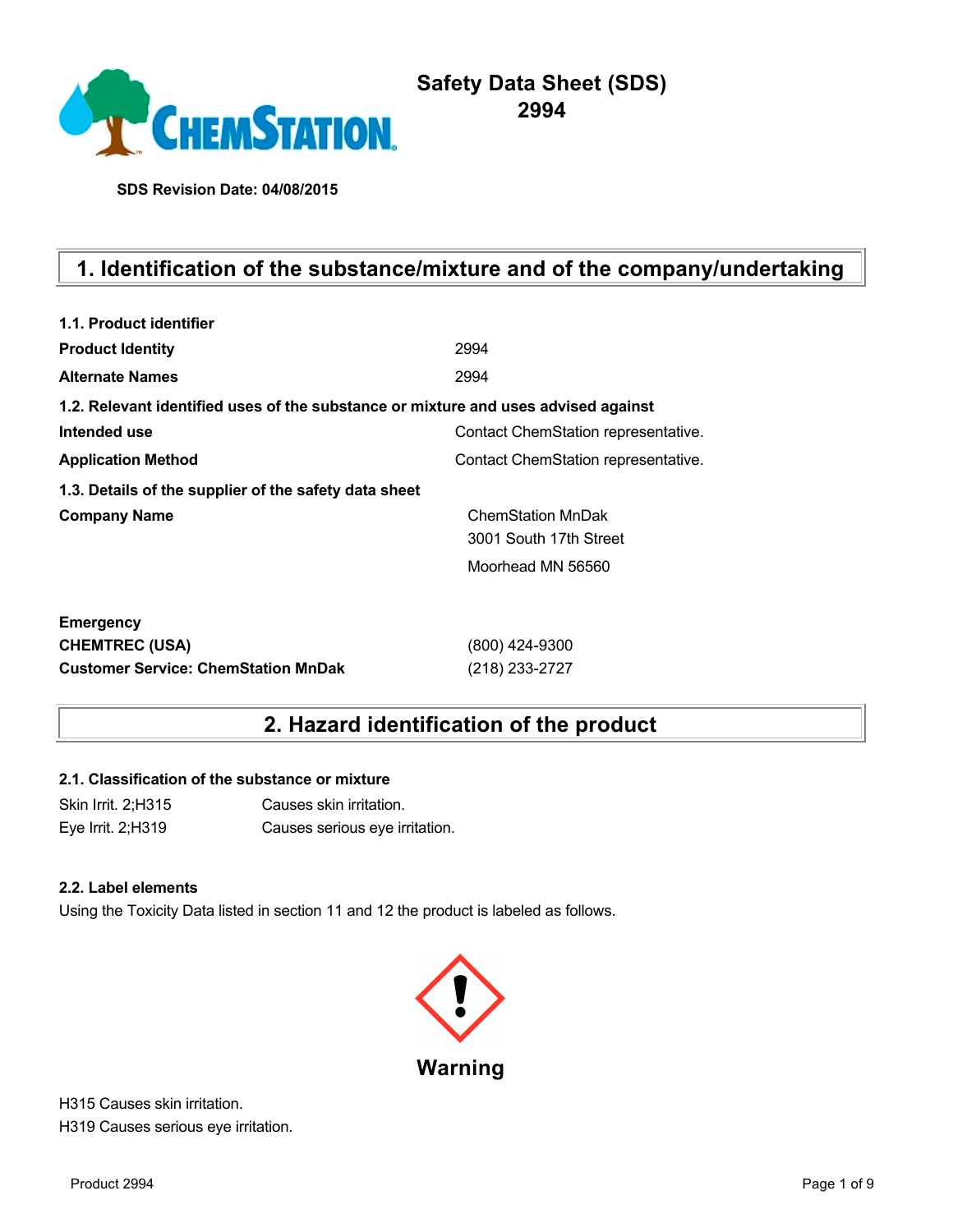# Safety Data Sheet (SDS)
# 2994

**SDS Revision Date: 04/08/2015**

## 1. Identification of the substance/mixture and of the company/undertaking

**1.1. Product identifier**

| | |
|---|---|
| **Product Identity** | 2994 |
| **Alternate Names** | 2994 |

**1.2. Relevant identified uses of the substance or mixture and uses advised against**

| | |
|---|---|
| **Intended use** | Contact ChemStation representative. |
| **Application Method** | Contact ChemStation representative. |

**1.3. Details of the supplier of the safety data sheet**

**Company Name**
ChemStation MnDak
3001 South 17th Street
Moorhead MN 56560

**Emergency**

| | |
|---|---|
| **CHEMTREC (USA)** | (800) 424-9300 |
| **Customer Service: ChemStation MnDak** | (218) 233-2727 |

## 2. Hazard identification of the product

**2.1. Classification of the substance or mixture**

| | |
|---|---|
| Skin Irrit. 2;H315 | Causes skin irritation. |
| Eye Irrit. 2;H319 | Causes serious eye irritation. |

**2.2. Label elements**

Using the Toxicity Data listed in section 11 and 12 the product is labeled as follows.

**Warning**

H315 Causes skin irritation.
H319 Causes serious eye irritation.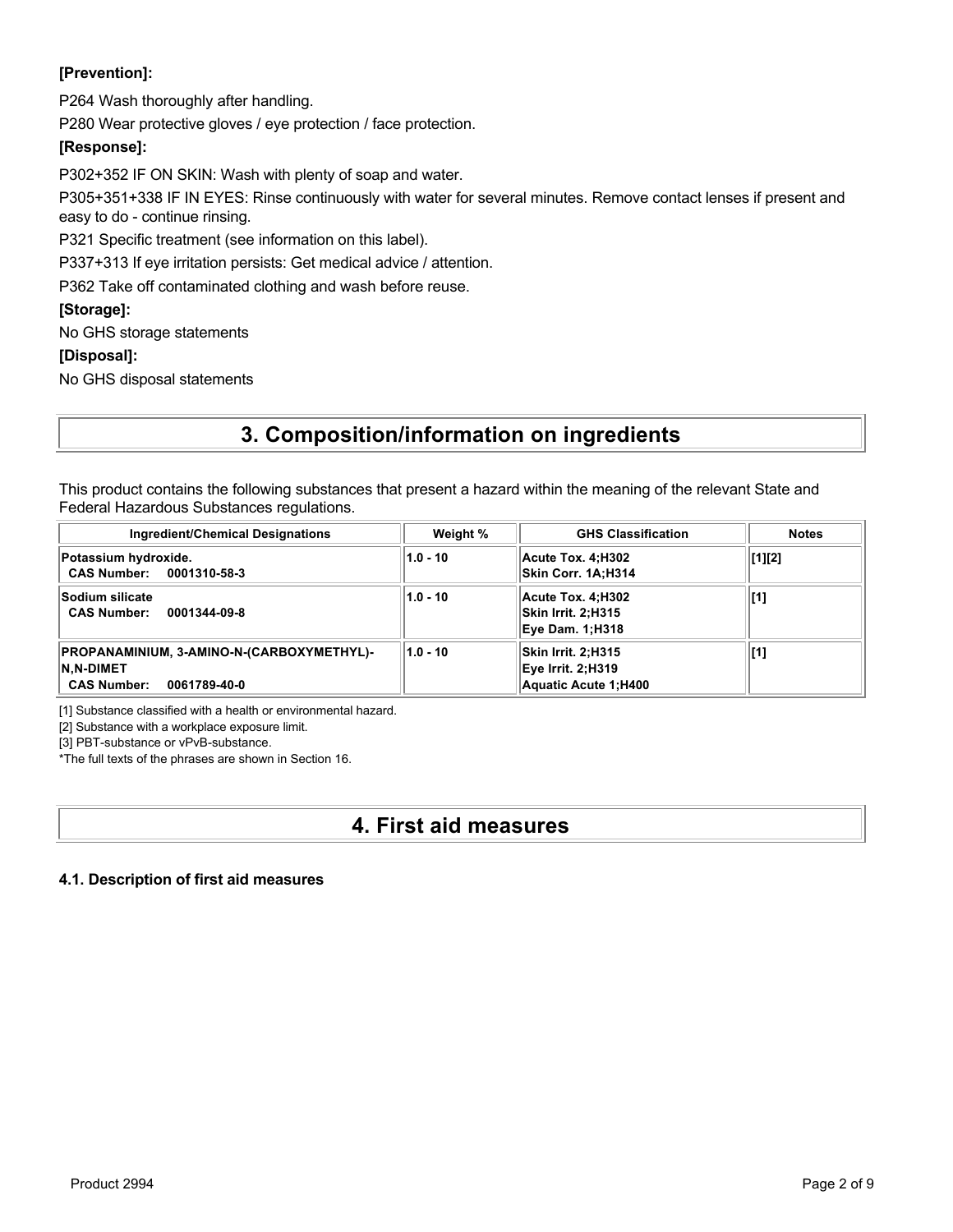**[Prevention]:**

P264 Wash thoroughly after handling.

P280 Wear protective gloves / eye protection / face protection.

**[Response]:**

P302+352 IF ON SKIN: Wash with plenty of soap and water.

P305+351+338 IF IN EYES: Rinse continuously with water for several minutes. Remove contact lenses if present and easy to do - continue rinsing.

P321 Specific treatment (see information on this label).

P337+313 If eye irritation persists: Get medical advice / attention.

P362 Take off contaminated clothing and wash before reuse.

**[Storage]:**

No GHS storage statements

**[Disposal]:**

No GHS disposal statements

# 3. Composition/information on ingredients

This product contains the following substances that present a hazard within the meaning of the relevant State and Federal Hazardous Substances regulations.

| Ingredient/Chemical Designations | Weight % | GHS Classification | Notes |
|---|---|---|---|
| **Potassium hydroxide.**<br>**CAS Number: 0001310-58-3** | 1.0 - 10 | Acute Tox. 4;H302<br>Skin Corr. 1A;H314 | [1][2] |
| **Sodium silicate**<br>**CAS Number: 0001344-09-8** | 1.0 - 10 | Acute Tox. 4;H302<br>Skin Irrit. 2;H315<br>Eye Dam. 1;H318 | [1] |
| **PROPANAMINIUM, 3-AMINO-N-(CARBOXYMETHYL)-N,N-DIMET**<br>**CAS Number: 0061789-40-0** | 1.0 - 10 | Skin Irrit. 2;H315<br>Eye Irrit. 2;H319<br>Aquatic Acute 1;H400 | [1] |

[1] Substance classified with a health or environmental hazard.

[2] Substance with a workplace exposure limit.

[3] PBT-substance or vPvB-substance.

*The full texts of the phrases are shown in Section 16.

# 4. First aid measures

### 4.1. Description of first aid measures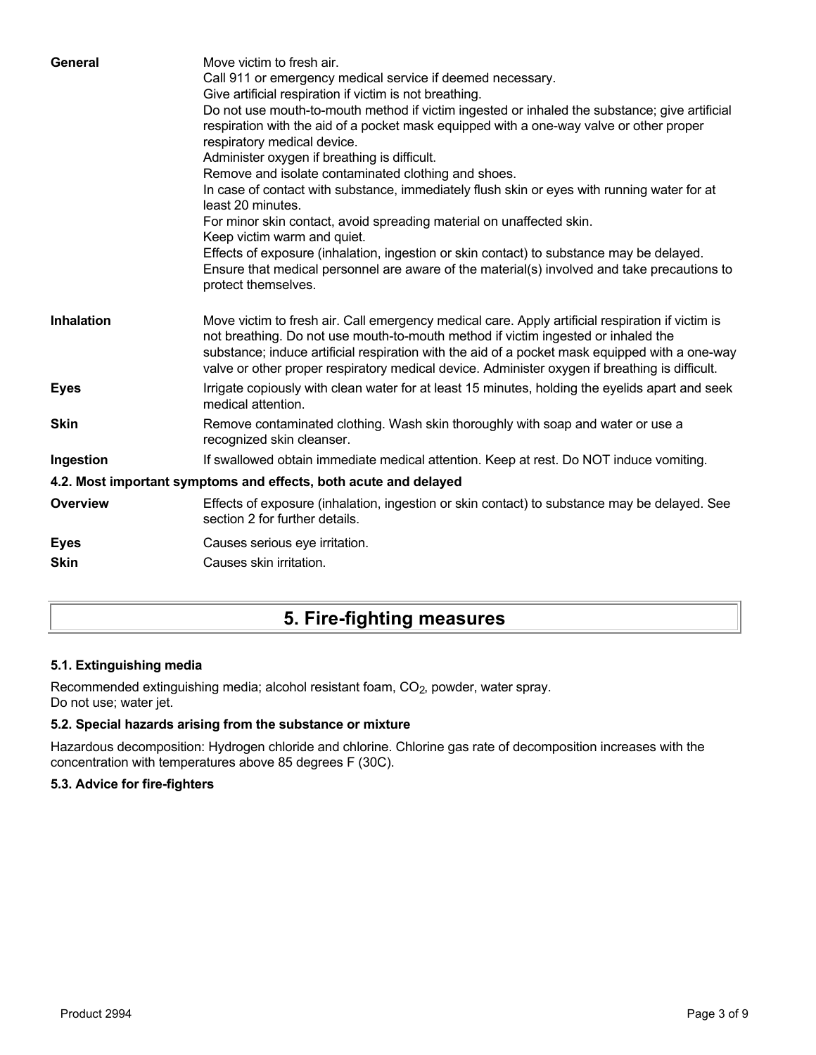**General**

Move victim to fresh air.
Call 911 or emergency medical service if deemed necessary.
Give artificial respiration if victim is not breathing.
Do not use mouth-to-mouth method if victim ingested or inhaled the substance; give artificial respiration with the aid of a pocket mask equipped with a one-way valve or other proper respiratory medical device.
Administer oxygen if breathing is difficult.
Remove and isolate contaminated clothing and shoes.
In case of contact with substance, immediately flush skin or eyes with running water for at least 20 minutes.
For minor skin contact, avoid spreading material on unaffected skin.
Keep victim warm and quiet.
Effects of exposure (inhalation, ingestion or skin contact) to substance may be delayed.
Ensure that medical personnel are aware of the material(s) involved and take precautions to protect themselves.

**Inhalation**

Move victim to fresh air. Call emergency medical care. Apply artificial respiration if victim is not breathing. Do not use mouth-to-mouth method if victim ingested or inhaled the substance; induce artificial respiration with the aid of a pocket mask equipped with a one-way valve or other proper respiratory medical device. Administer oxygen if breathing is difficult.

**Eyes**

Irrigate copiously with clean water for at least 15 minutes, holding the eyelids apart and seek medical attention.

**Skin**

Remove contaminated clothing. Wash skin thoroughly with soap and water or use a recognized skin cleanser.

**Ingestion**

If swallowed obtain immediate medical attention. Keep at rest. Do NOT induce vomiting.

### 4.2. Most important symptoms and effects, both acute and delayed

**Overview**

Effects of exposure (inhalation, ingestion or skin contact) to substance may be delayed. See section 2 for further details.

**Eyes**

Causes serious eye irritation.

**Skin**

Causes skin irritation.

## 5. Fire-fighting measures

### 5.1. Extinguishing media

Recommended extinguishing media; alcohol resistant foam, $CO_2$, powder, water spray.
Do not use; water jet.

### 5.2. Special hazards arising from the substance or mixture

Hazardous decomposition: Hydrogen chloride and chlorine. Chlorine gas rate of decomposition increases with the concentration with temperatures above 85 degrees F (30C).

### 5.3. Advice for fire-fighters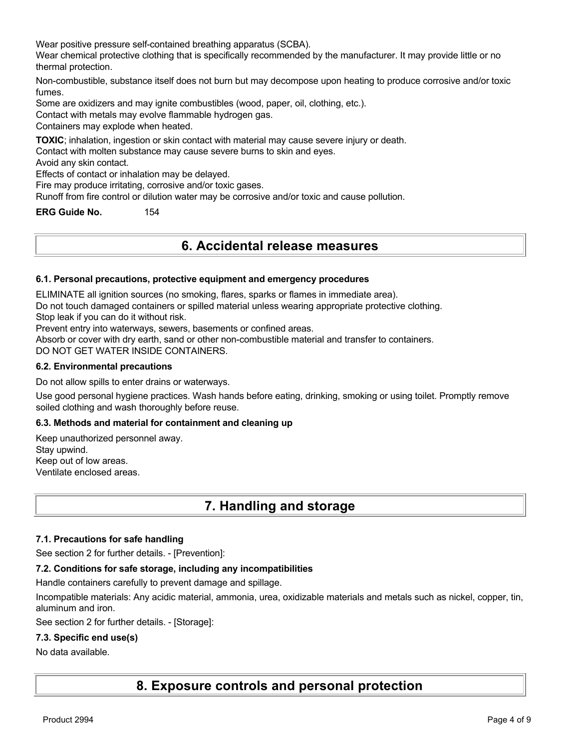Wear positive pressure self-contained breathing apparatus (SCBA).
Wear chemical protective clothing that is specifically recommended by the manufacturer. It may provide little or no thermal protection.

Non-combustible, substance itself does not burn but may decompose upon heating to produce corrosive and/or toxic fumes.
Some are oxidizers and may ignite combustibles (wood, paper, oil, clothing, etc.).
Contact with metals may evolve flammable hydrogen gas.
Containers may explode when heated.

**TOXIC**; inhalation, ingestion or skin contact with material may cause severe injury or death.
Contact with molten substance may cause severe burns to skin and eyes.
Avoid any skin contact.
Effects of contact or inhalation may be delayed.
Fire may produce irritating, corrosive and/or toxic gases.
Runoff from fire control or dilution water may be corrosive and/or toxic and cause pollution.

**ERG Guide No.** 154

# 6. Accidental release measures

### 6.1. Personal precautions, protective equipment and emergency procedures

ELIMINATE all ignition sources (no smoking, flares, sparks or flames in immediate area).
Do not touch damaged containers or spilled material unless wearing appropriate protective clothing.
Stop leak if you can do it without risk.
Prevent entry into waterways, sewers, basements or confined areas.
Absorb or cover with dry earth, sand or other non-combustible material and transfer to containers.
DO NOT GET WATER INSIDE CONTAINERS.

### 6.2. Environmental precautions

Do not allow spills to enter drains or waterways.

Use good personal hygiene practices. Wash hands before eating, drinking, smoking or using toilet. Promptly remove soiled clothing and wash thoroughly before reuse.

### 6.3. Methods and material for containment and cleaning up

Keep unauthorized personnel away.
Stay upwind.
Keep out of low areas.
Ventilate enclosed areas.

# 7. Handling and storage

### 7.1. Precautions for safe handling

See section 2 for further details. - [Prevention]:

### 7.2. Conditions for safe storage, including any incompatibilities

Handle containers carefully to prevent damage and spillage.

Incompatible materials: Any acidic material, ammonia, urea, oxidizable materials and metals such as nickel, copper, tin, aluminum and iron.

See section 2 for further details. - [Storage]:

### 7.3. Specific end use(s)

No data available.

# 8. Exposure controls and personal protection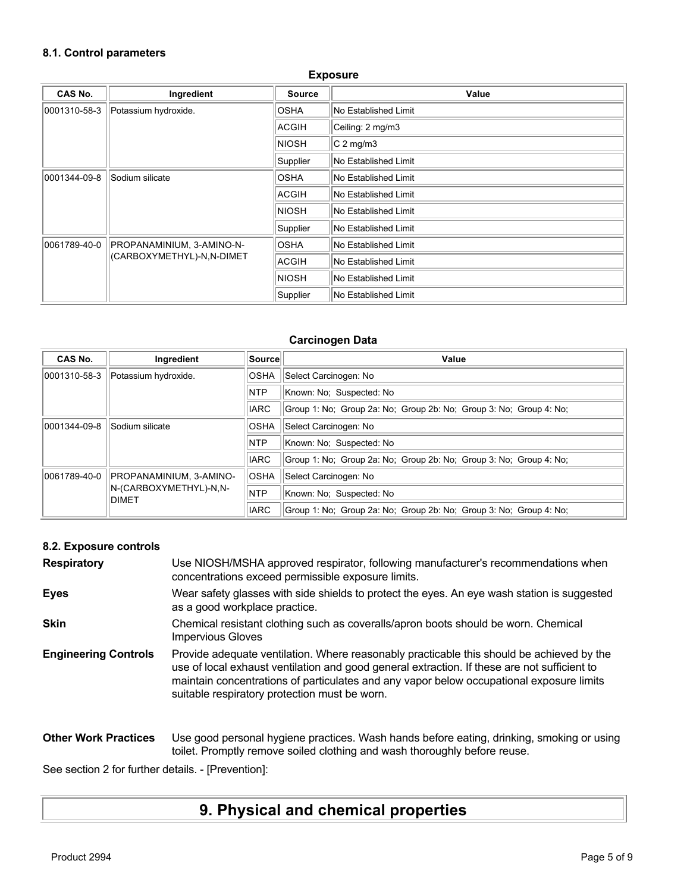### 8.1. Control parameters

**Exposure**

| CAS No. | Ingredient | Source | Value |
|---|---|---|---|
| 0001310-58-3 | Potassium hydroxide. | OSHA | No Established Limit |
| | | ACGIH | Ceiling: 2 mg/m3 |
| | | NIOSH | C 2 mg/m3 |
| | | Supplier | No Established Limit |
| 0001344-09-8 | Sodium silicate | OSHA | No Established Limit |
| | | ACGIH | No Established Limit |
| | | NIOSH | No Established Limit |
| | | Supplier | No Established Limit |
| 0061789-40-0 | PROPANAMINIUM, 3-AMINO-N-(CARBOXYMETHYL)-N,N-DIMET | OSHA | No Established Limit |
| | | ACGIH | No Established Limit |
| | | NIOSH | No Established Limit |
| | | Supplier | No Established Limit |

**Carcinogen Data**

| CAS No. | Ingredient | Source | Value |
|---|---|---|---|
| 0001310-58-3 | Potassium hydroxide. | OSHA | Select Carcinogen: No |
| | | NTP | Known: No; Suspected: No |
| | | IARC | Group 1: No; Group 2a: No; Group 2b: No; Group 3: No; Group 4: No; |
| 0001344-09-8 | Sodium silicate | OSHA | Select Carcinogen: No |
| | | NTP | Known: No; Suspected: No |
| | | IARC | Group 1: No; Group 2a: No; Group 2b: No; Group 3: No; Group 4: No; |
| 0061789-40-0 | PROPANAMINIUM, 3-AMINO-N-(CARBOXYMETHYL)-N,N-DIMET | OSHA | Select Carcinogen: No |
| | | NTP | Known: No; Suspected: No |
| | | IARC | Group 1: No; Group 2a: No; Group 2b: No; Group 3: No; Group 4: No; |

### 8.2. Exposure controls

**Respiratory** Use NIOSH/MSHA approved respirator, following manufacturer's recommendations when concentrations exceed permissible exposure limits.

**Eyes** Wear safety glasses with side shields to protect the eyes. An eye wash station is suggested as a good workplace practice.

**Skin** Chemical resistant clothing such as coveralls/apron boots should be worn. Chemical Impervious Gloves

**Engineering Controls** Provide adequate ventilation. Where reasonably practicable this should be achieved by the use of local exhaust ventilation and good general extraction. If these are not sufficient to maintain concentrations of particulates and any vapor below occupational exposure limits suitable respiratory protection must be worn.

**Other Work Practices** Use good personal hygiene practices. Wash hands before eating, drinking, smoking or using toilet. Promptly remove soiled clothing and wash thoroughly before reuse.

See section 2 for further details. - [Prevention]:

## 9. Physical and chemical properties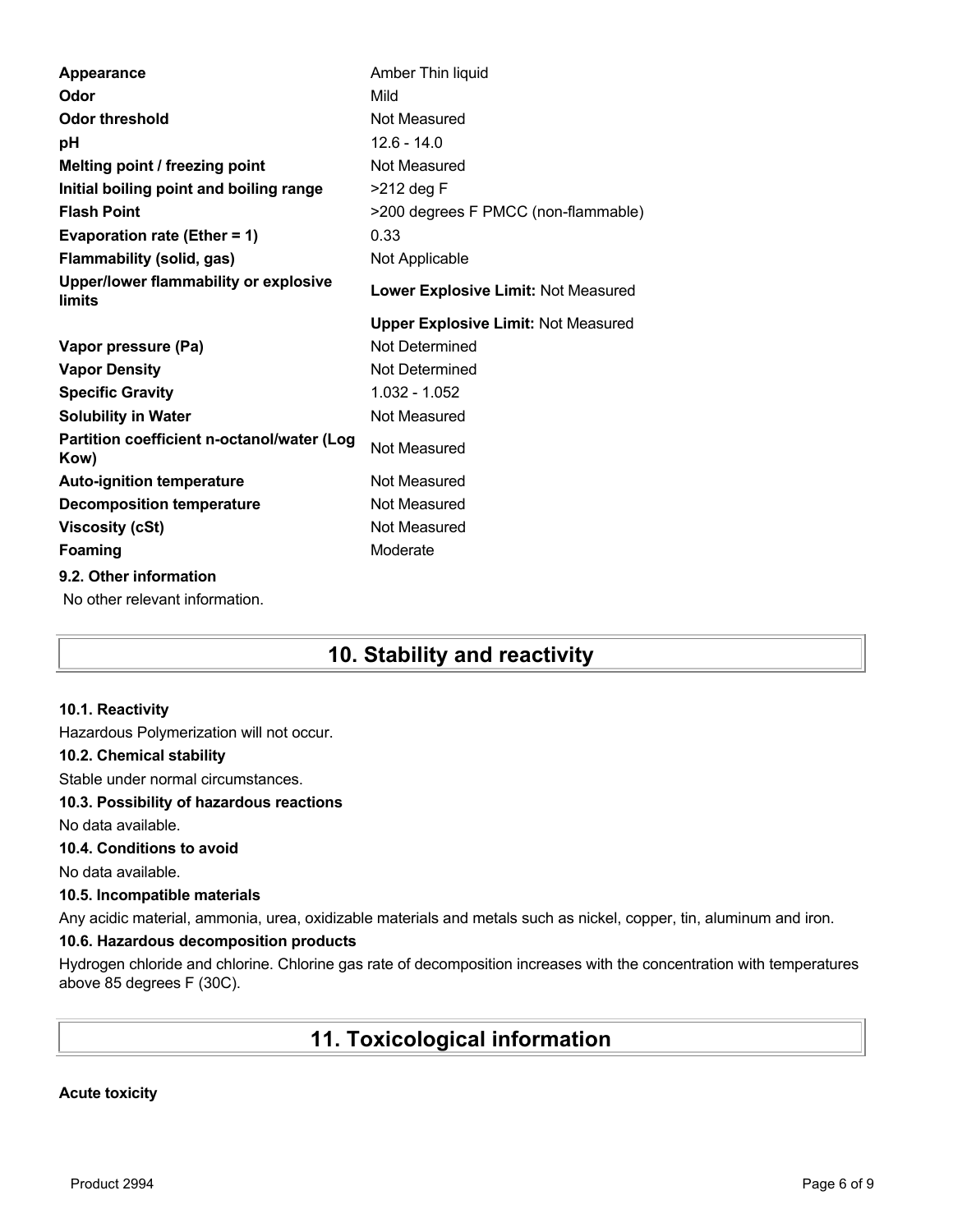| | |
|---|---|
| **Appearance** | Amber Thin liquid |
| **Odor** | Mild |
| **Odor threshold** | Not Measured |
| **pH** | 12.6 - 14.0 |
| **Melting point / freezing point** | Not Measured |
| **Initial boiling point and boiling range** | >212 deg F |
| **Flash Point** | >200 degrees F PMCC (non-flammable) |
| **Evaporation rate (Ether = 1)** | 0.33 |
| **Flammability (solid, gas)** | Not Applicable |
| **Upper/lower flammability or explosive limits** | **Lower Explosive Limit:** Not Measured |
| | **Upper Explosive Limit:** Not Measured |
| **Vapor pressure (Pa)** | Not Determined |
| **Vapor Density** | Not Determined |
| **Specific Gravity** | 1.032 - 1.052 |
| **Solubility in Water** | Not Measured |
| **Partition coefficient n-octanol/water (Log Kow)** | Not Measured |
| **Auto-ignition temperature** | Not Measured |
| **Decomposition temperature** | Not Measured |
| **Viscosity (cSt)** | Not Measured |
| **Foaming** | Moderate |

**9.2. Other information**

No other relevant information.

# 10. Stability and reactivity

**10.1. Reactivity**

Hazardous Polymerization will not occur.

**10.2. Chemical stability**

Stable under normal circumstances.

**10.3. Possibility of hazardous reactions**

No data available.

**10.4. Conditions to avoid**

No data available.

**10.5. Incompatible materials**

Any acidic material, ammonia, urea, oxidizable materials and metals such as nickel, copper, tin, aluminum and iron.

**10.6. Hazardous decomposition products**

Hydrogen chloride and chlorine. Chlorine gas rate of decomposition increases with the concentration with temperatures above 85 degrees F (30C).

# 11. Toxicological information

**Acute toxicity**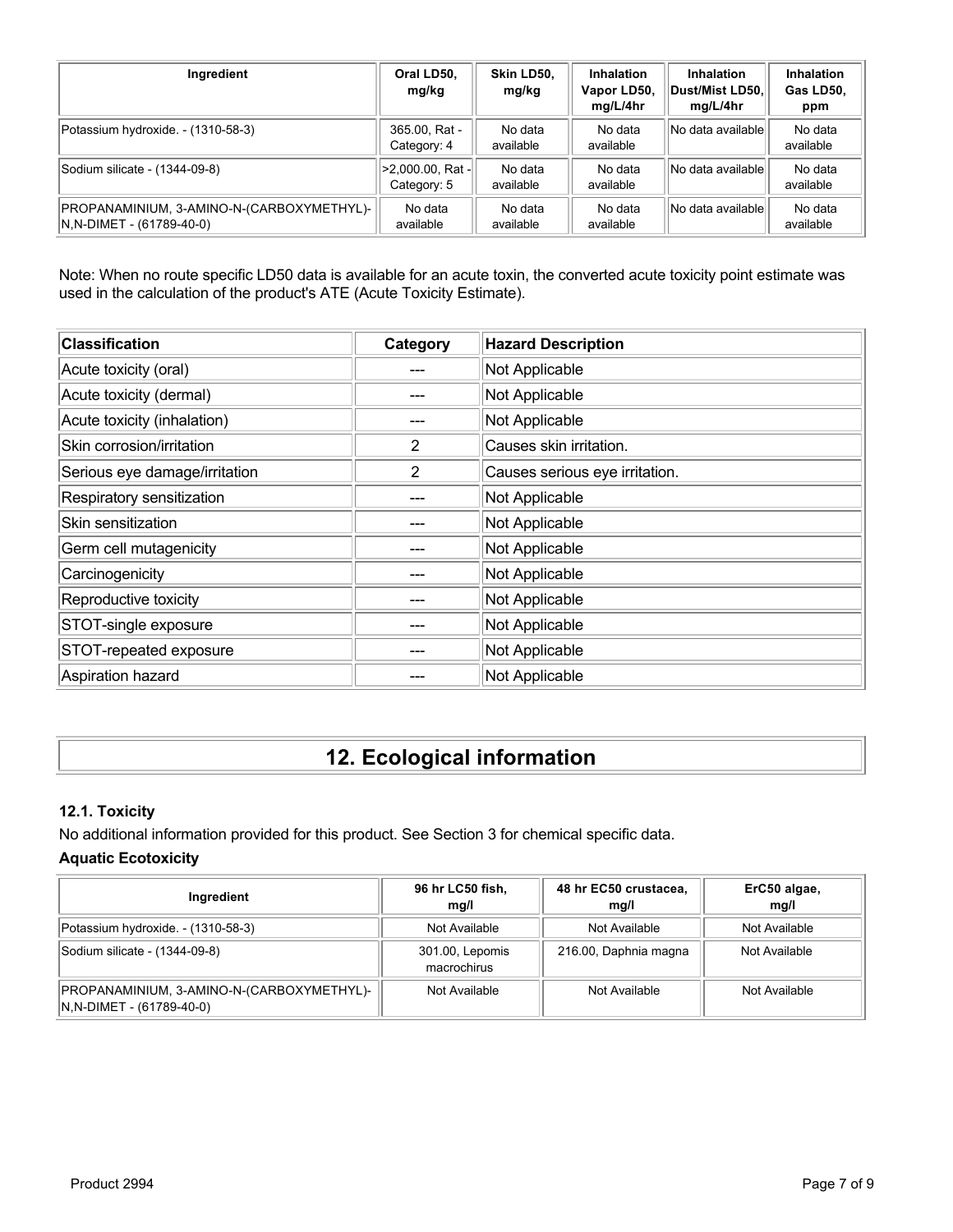| Ingredient | Oral LD50, mg/kg | Skin LD50, mg/kg | Inhalation Vapor LD50, mg/L/4hr | Inhalation Dust/Mist LD50, mg/L/4hr | Inhalation Gas LD50, ppm |
| --- | --- | --- | --- | --- | --- |
| Potassium hydroxide. - (1310-58-3) | 365.00, Rat - Category: 4 | No data available | No data available | No data available | No data available |
| Sodium silicate - (1344-09-8) | >2,000.00, Rat - Category: 5 | No data available | No data available | No data available | No data available |
| PROPANAMINIUM, 3-AMINO-N-(CARBOXYMETHYL)-N,N-DIMET - (61789-40-0) | No data available | No data available | No data available | No data available | No data available |

Note: When no route specific LD50 data is available for an acute toxin, the converted acute toxicity point estimate was used in the calculation of the product's ATE (Acute Toxicity Estimate).

| Classification | Category | Hazard Description |
| --- | --- | --- |
| Acute toxicity (oral) | --- | Not Applicable |
| Acute toxicity (dermal) | --- | Not Applicable |
| Acute toxicity (inhalation) | --- | Not Applicable |
| Skin corrosion/irritation | 2 | Causes skin irritation. |
| Serious eye damage/irritation | 2 | Causes serious eye irritation. |
| Respiratory sensitization | --- | Not Applicable |
| Skin sensitization | --- | Not Applicable |
| Germ cell mutagenicity | --- | Not Applicable |
| Carcinogenicity | --- | Not Applicable |
| Reproductive toxicity | --- | Not Applicable |
| STOT-single exposure | --- | Not Applicable |
| STOT-repeated exposure | --- | Not Applicable |
| Aspiration hazard | --- | Not Applicable |

# 12. Ecological information

### 12.1. Toxicity

No additional information provided for this product. See Section 3 for chemical specific data.

**Aquatic Ecotoxicity**

| Ingredient | 96 hr LC50 fish, mg/l | 48 hr EC50 crustacea, mg/l | ErC50 algae, mg/l |
| --- | --- | --- | --- |
| Potassium hydroxide. - (1310-58-3) | Not Available | Not Available | Not Available |
| Sodium silicate - (1344-09-8) | 301.00, Lepomis macrochirus | 216.00, Daphnia magna | Not Available |
| PROPANAMINIUM, 3-AMINO-N-(CARBOXYMETHYL)-N,N-DIMET - (61789-40-0) | Not Available | Not Available | Not Available |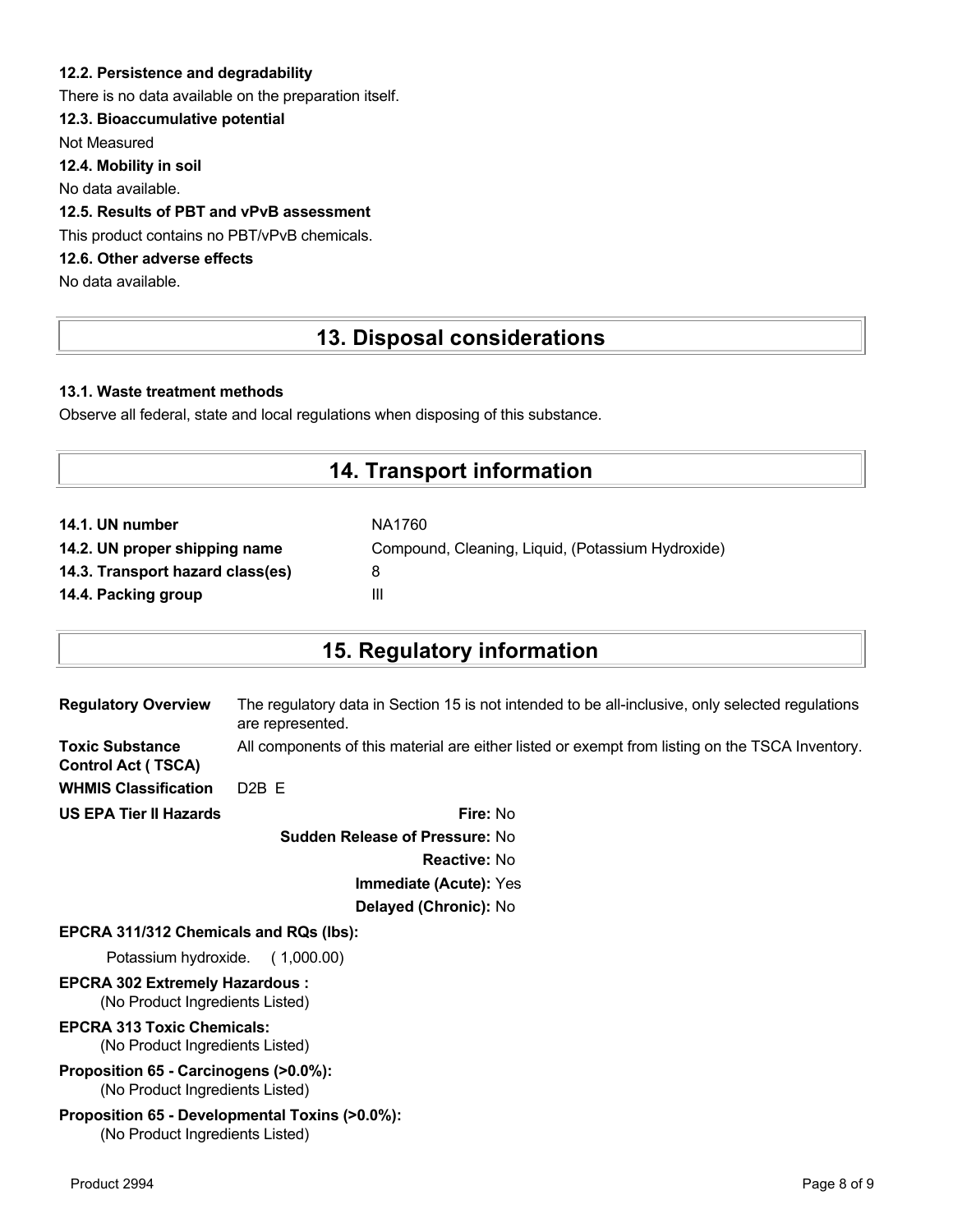#### 12.2. Persistence and degradability

There is no data available on the preparation itself.

#### 12.3. Bioaccumulative potential

Not Measured

#### 12.4. Mobility in soil

No data available.

#### 12.5. Results of PBT and vPvB assessment

This product contains no PBT/vPvB chemicals.

#### 12.6. Other adverse effects

No data available.

## 13. Disposal considerations

#### 13.1. Waste treatment methods

Observe all federal, state and local regulations when disposing of this substance.

## 14. Transport information

| | |
|---|---|
| **14.1. UN number** | NA1760 |
| **14.2. UN proper shipping name** | Compound, Cleaning, Liquid, (Potassium Hydroxide) |
| **14.3. Transport hazard class(es)** | 8 |
| **14.4. Packing group** | III |

## 15. Regulatory information

| | |
|---|---|
| **Regulatory Overview** | The regulatory data in Section 15 is not intended to be all-inclusive, only selected regulations are represented. |
| **Toxic Substance Control Act ( TSCA)** | All components of this material are either listed or exempt from listing on the TSCA Inventory. |
| **WHMIS Classification** | D2B E |

**US EPA Tier II Hazards**

**Fire:** No

**Sudden Release of Pressure:** No

**Reactive:** No

**Immediate (Acute):** Yes

**Delayed (Chronic):** No

**EPCRA 311/312 Chemicals and RQs (lbs):**

Potassium hydroxide. ( 1,000.00)

**EPCRA 302 Extremely Hazardous :**

(No Product Ingredients Listed)

**EPCRA 313 Toxic Chemicals:**

(No Product Ingredients Listed)

**Proposition 65 - Carcinogens (>0.0%):**

(No Product Ingredients Listed)

**Proposition 65 - Developmental Toxins (>0.0%):**

(No Product Ingredients Listed)

Product 2994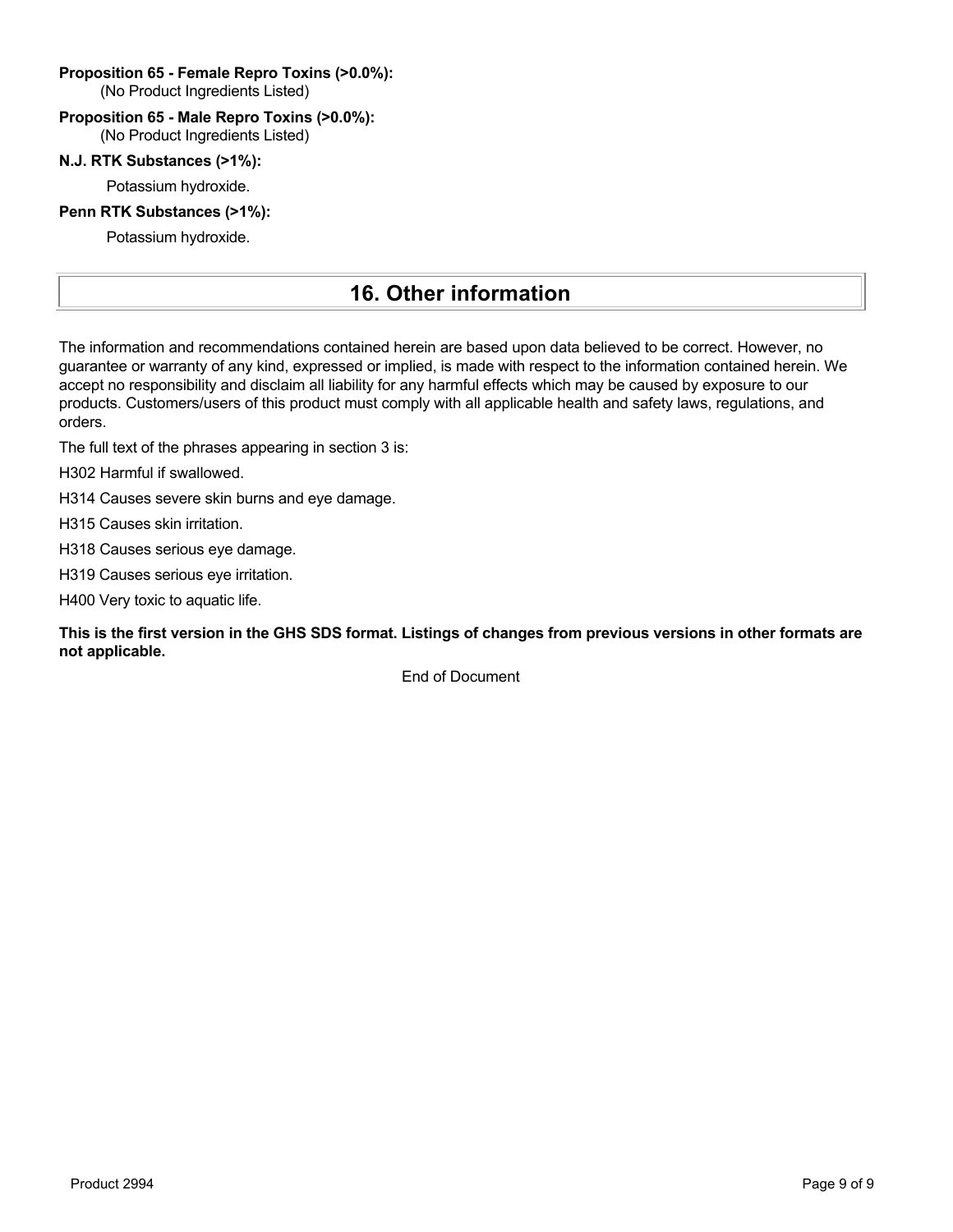**Proposition 65 - Female Repro Toxins (>0.0%):**
(No Product Ingredients Listed)

**Proposition 65 - Male Repro Toxins (>0.0%):**
(No Product Ingredients Listed)

**N.J. RTK Substances (>1%):**

Potassium hydroxide.

**Penn RTK Substances (>1%):**

Potassium hydroxide.

## 16. Other information

The information and recommendations contained herein are based upon data believed to be correct. However, no guarantee or warranty of any kind, expressed or implied, is made with respect to the information contained herein. We accept no responsibility and disclaim all liability for any harmful effects which may be caused by exposure to our products. Customers/users of this product must comply with all applicable health and safety laws, regulations, and orders.

The full text of the phrases appearing in section 3 is:

H302 Harmful if swallowed.

H314 Causes severe skin burns and eye damage.

H315 Causes skin irritation.

H318 Causes serious eye damage.

H319 Causes serious eye irritation.

H400 Very toxic to aquatic life.

**This is the first version in the GHS SDS format. Listings of changes from previous versions in other formats are not applicable.**

End of Document